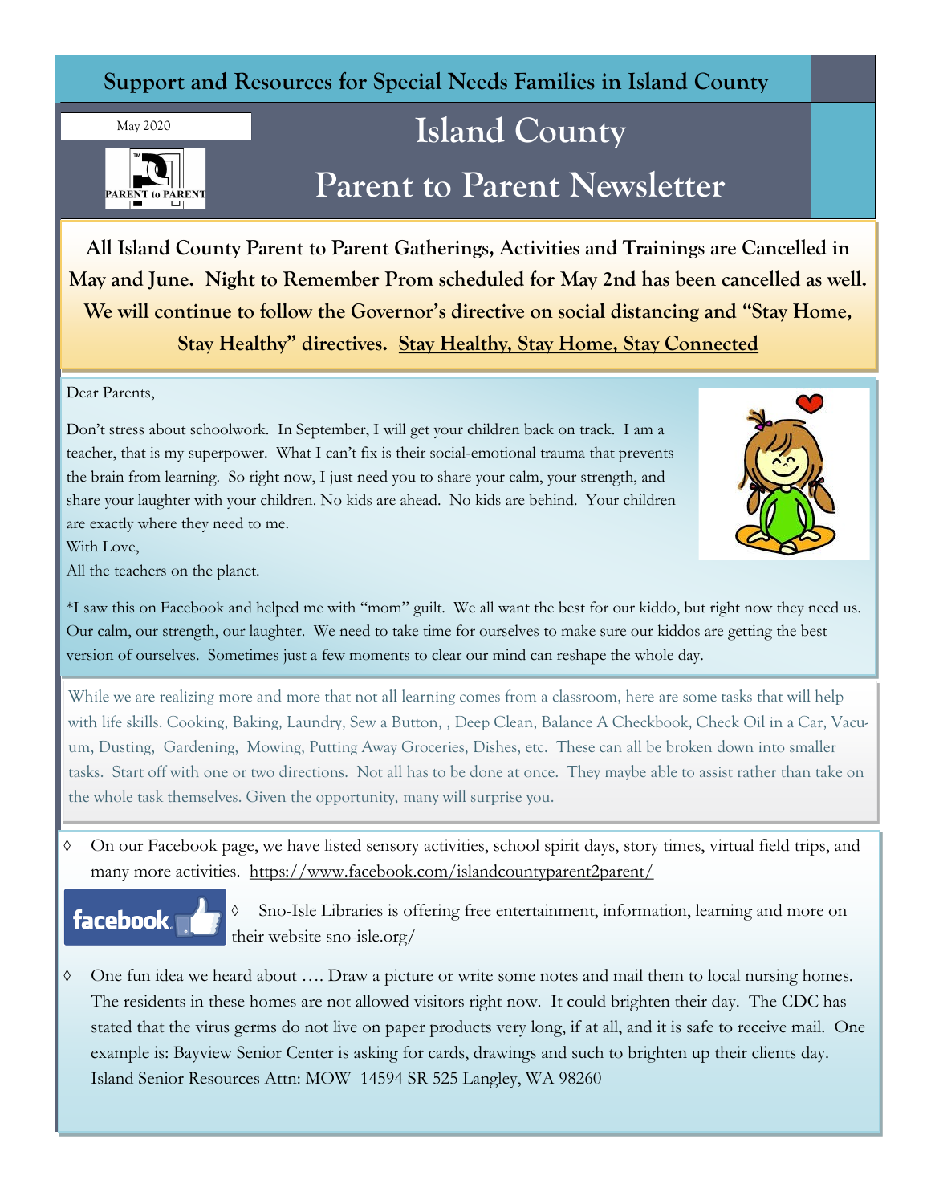**Support and Resources for Special Needs Families in Island County**

May 2020

# Island County Parent to Parent Newsletter

**All Island County Parent to Parent Gatherings, Activities and Trainings are Cancelled in May and June. Night to Remember Prom scheduled for May 2nd has been cancelled as well. We will continue to follow the Governor's directive on social distancing and "Stay Home, Stay Healthy" directives. Stay Healthy, Stay Home, Stay Connected**

Dear Parents,

Don't stress about schoolwork. In September, I will get your children back on track. I am a teacher, that is my superpower. What I can't fix is their social-emotional trauma that prevents the brain from learning. So right now, I just need you to share your calm, your strength, and share your laughter with your children. No kids are ahead. No kids are behind. Your children are exactly where they need to me.

With Love,

All the teachers on the planet.

*I saw this on Facebook and helped me with "mom" guilt. We all want the best for our kiddo, but right now they need us. Our calm, our strength, our laughter. We need to take time for ourselves to make sure our kiddos are getting the best version of ourselves. Sometimes just a few moments to clear our mind can reshape the whole day.

While we are realizing more and more that not all learning comes from a classroom, here are some tasks that will help with life skills. Cooking, Baking, Laundry, Sew a Button, , Deep Clean, Balance A Checkbook, Check Oil in a Car, Vacuum, Dusting, Gardening, Mowing, Putting Away Groceries, Dishes, etc. These can all be broken down into smaller tasks. Start off with one or two directions. Not all has to be done at once. They maybe able to assist rather than take on the whole task themselves. Given the opportunity, many will surprise you.

- On our Facebook page, we have listed sensory activities, school spirit days, story times, virtual field trips, and many more activities. https://www.facebook.com/islandcountyparent2parent/
- Sno-Isle Libraries is offering free entertainment, information, learning and more on their website sno-isle.org/
- One fun idea we heard about …. Draw a picture or write some notes and mail them to local nursing homes. The residents in these homes are not allowed visitors right now. It could brighten their day. The CDC has stated that the virus germs do not live on paper products very long, if at all, and it is safe to receive mail. One example is: Bayview Senior Center is asking for cards, drawings and such to brighten up their clients day. Island Senior Resources Attn: MOW 14594 SR 525 Langley, WA 98260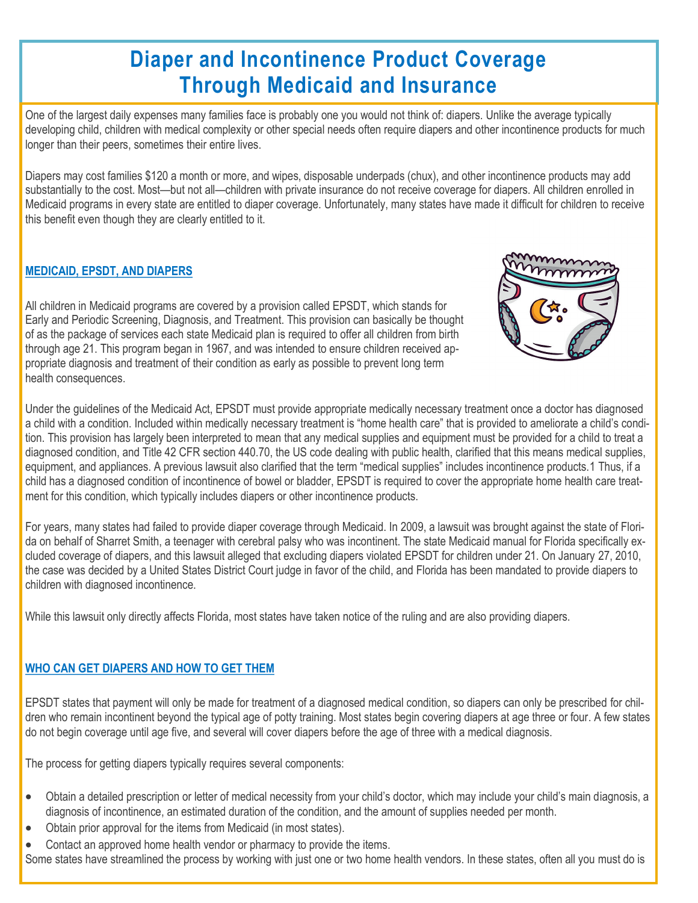# Diaper and Incontinence Product Coverage Through Medicaid and Insurance

One of the largest daily expenses many families face is probably one you would not think of: diapers. Unlike the average typically developing child, children with medical complexity or other special needs often require diapers and other incontinence products for much longer than their peers, sometimes their entire lives.

Diapers may cost families $120 a month or more, and wipes, disposable underpads (chux), and other incontinence products may add substantially to the cost. Most—but not all—children with private insurance do not receive coverage for diapers. All children enrolled in Medicaid programs in every state are entitled to diaper coverage. Unfortunately, many states have made it difficult for children to receive this benefit even though they are clearly entitled to it.

## MEDICAID, EPSDT, AND DIAPERS

All children in Medicaid programs are covered by a provision called EPSDT, which stands for Early and Periodic Screening, Diagnosis, and Treatment. This provision can basically be thought of as the package of services each state Medicaid plan is required to offer all children from birth through age 21. This program began in 1967, and was intended to ensure children received appropriate diagnosis and treatment of their condition as early as possible to prevent long term health consequences.

Under the guidelines of the Medicaid Act, EPSDT must provide appropriate medically necessary treatment once a doctor has diagnosed a child with a condition. Included within medically necessary treatment is "home health care" that is provided to ameliorate a child's condition. This provision has largely been interpreted to mean that any medical supplies and equipment must be provided for a child to treat a diagnosed condition, and Title 42 CFR section 440.70, the US code dealing with public health, clarified that this means medical supplies, equipment, and appliances. A previous lawsuit also clarified that the term "medical supplies" includes incontinence products.[1] Thus, if a child has a diagnosed condition of incontinence of bowel or bladder, EPSDT is required to cover the appropriate home health care treatment for this condition, which typically includes diapers or other incontinence products.

For years, many states had failed to provide diaper coverage through Medicaid. In 2009, a lawsuit was brought against the state of Florida on behalf of Sharret Smith, a teenager with cerebral palsy who was incontinent. The state Medicaid manual for Florida specifically excluded coverage of diapers, and this lawsuit alleged that excluding diapers violated EPSDT for children under 21. On January 27, 2010, the case was decided by a United States District Court judge in favor of the child, and Florida has been mandated to provide diapers to children with diagnosed incontinence.

While this lawsuit only directly affects Florida, most states have taken notice of the ruling and are also providing diapers.

## WHO CAN GET DIAPERS AND HOW TO GET THEM

EPSDT states that payment will only be made for treatment of a diagnosed medical condition, so diapers can only be prescribed for children who remain incontinent beyond the typical age of potty training. Most states begin covering diapers at age three or four. A few states do not begin coverage until age five, and several will cover diapers before the age of three with a medical diagnosis.

The process for getting diapers typically requires several components:

- Obtain a detailed prescription or letter of medical necessity from your child's doctor, which may include your child's main diagnosis, a diagnosis of incontinence, an estimated duration of the condition, and the amount of supplies needed per month.
- Obtain prior approval for the items from Medicaid (in most states).
- Contact an approved home health vendor or pharmacy to provide the items.

Some states have streamlined the process by working with just one or two home health vendors. In these states, often all you must do is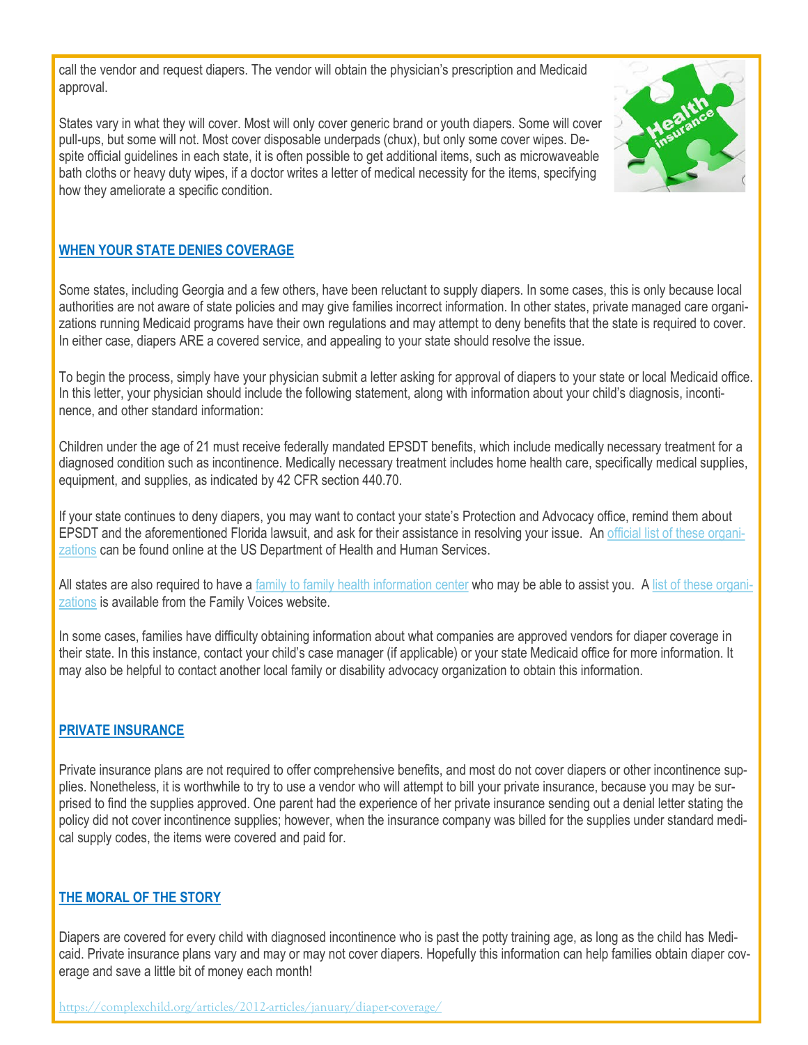call the vendor and request diapers. The vendor will obtain the physician's prescription and Medicaid approval.

States vary in what they will cover. Most will only cover generic brand or youth diapers. Some will cover pull-ups, but some will not. Most cover disposable underpads (chux), but only some cover wipes. Despite official guidelines in each state, it is often possible to get additional items, such as microwaveable bath cloths or heavy duty wipes, if a doctor writes a letter of medical necessity for the items, specifying how they ameliorate a specific condition.

## WHEN YOUR STATE DENIES COVERAGE

Some states, including Georgia and a few others, have been reluctant to supply diapers. In some cases, this is only because local authorities are not aware of state policies and may give families incorrect information. In other states, private managed care organizations running Medicaid programs have their own regulations and may attempt to deny benefits that the state is required to cover. In either case, diapers ARE a covered service, and appealing to your state should resolve the issue.

To begin the process, simply have your physician submit a letter asking for approval of diapers to your state or local Medicaid office. In this letter, your physician should include the following statement, along with information about your child's diagnosis, incontinence, and other standard information:

Children under the age of 21 must receive federally mandated EPSDT benefits, which include medically necessary treatment for a diagnosed condition such as incontinence. Medically necessary treatment includes home health care, specifically medical supplies, equipment, and supplies, as indicated by 42 CFR section 440.70.

If your state continues to deny diapers, you may want to contact your state's Protection and Advocacy office, remind them about EPSDT and the aforementioned Florida lawsuit, and ask for their assistance in resolving your issue. An official list of these organizations can be found online at the US Department of Health and Human Services.

All states are also required to have a family to family health information center who may be able to assist you. A list of these organizations is available from the Family Voices website.

In some cases, families have difficulty obtaining information about what companies are approved vendors for diaper coverage in their state. In this instance, contact your child's case manager (if applicable) or your state Medicaid office for more information. It may also be helpful to contact another local family or disability advocacy organization to obtain this information.

## PRIVATE INSURANCE

Private insurance plans are not required to offer comprehensive benefits, and most do not cover diapers or other incontinence supplies. Nonetheless, it is worthwhile to try to use a vendor who will attempt to bill your private insurance, because you may be surprised to find the supplies approved. One parent had the experience of her private insurance sending out a denial letter stating the policy did not cover incontinence supplies; however, when the insurance company was billed for the supplies under standard medical supply codes, the items were covered and paid for.

## THE MORAL OF THE STORY

Diapers are covered for every child with diagnosed incontinence who is past the potty training age, as long as the child has Medicaid. Private insurance plans vary and may or may not cover diapers. Hopefully this information can help families obtain diaper coverage and save a little bit of money each month!

https://complexchild.org/articles/2012-articles/january/diaper-coverage/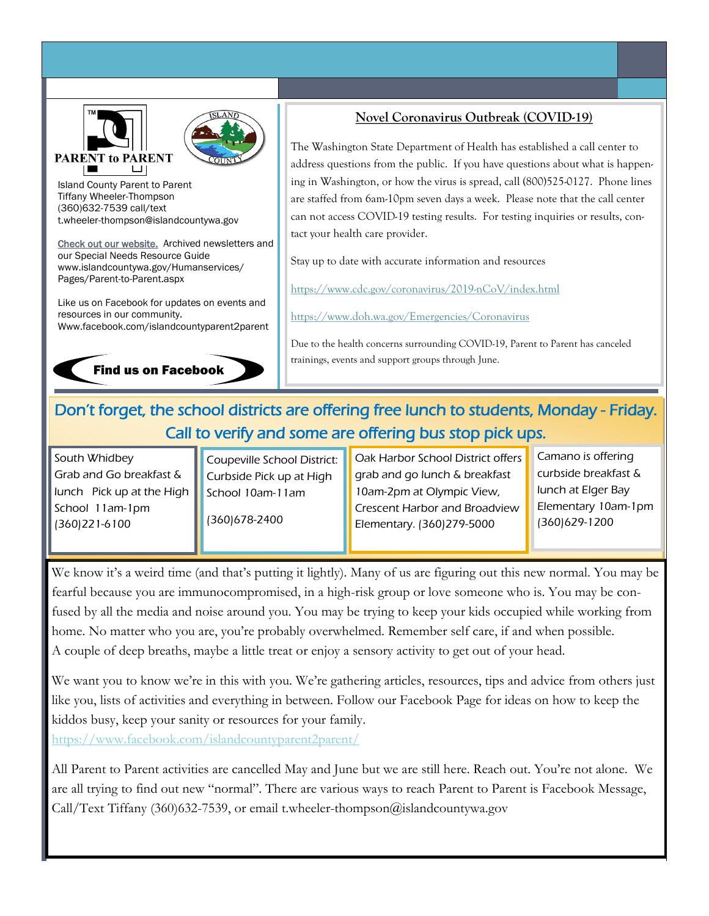PARENT to PARENT

Island County Parent to Parent
Tiffany Wheeler-Thompson
(360)632-7539 call/text
t.wheeler-thompson@islandcountywa.gov

Check out our website. Archived newsletters and our Special Needs Resource Guide
www.islandcountywa.gov/Humanservices/Pages/Parent-to-Parent.aspx

Like us on Facebook for updates on events and resources in our community.
Www.facebook.com/islandcountyparent2parent

**Find us on Facebook**

## Novel Coronavirus Outbreak (COVID-19)

The Washington State Department of Health has established a call center to address questions from the public. If you have questions about what is happening in Washington, or how the virus is spread, call (800)525-0127. Phone lines are staffed from 6am-10pm seven days a week. Please note that the call center can not access COVID-19 testing results. For testing inquiries or results, contact your health care provider.

Stay up to date with accurate information and resources

https://www.cdc.gov/coronavirus/2019-nCoV/index.html

https://www.doh.wa.gov/Emergencies/Coronavirus

Due to the health concerns surrounding COVID-19, Parent to Parent has canceled trainings, events and support groups through June.

## Don't forget, the school districts are offering free lunch to students, Monday - Friday. Call to verify and some are offering bus stop pick ups.

South Whidbey Grab and Go breakfast & lunch Pick up at the High School 11am-1pm (360)221-6100

Coupeville School District: Curbside Pick up at High School 10am-11am

(360)678-2400

Oak Harbor School District offers grab and go lunch & breakfast 10am-2pm at Olympic View, Crescent Harbor and Broadview Elementary. (360)279-5000

Camano is offering curbside breakfast & lunch at Elger Bay Elementary 10am-1pm (360)629-1200

We know it's a weird time (and that's putting it lightly). Many of us are figuring out this new normal. You may be fearful because you are immunocompromised, in a high-risk group or love someone who is. You may be confused by all the media and noise around you. You may be trying to keep your kids occupied while working from home. No matter who you are, you're probably overwhelmed. Remember self care, if and when possible. A couple of deep breaths, maybe a little treat or enjoy a sensory activity to get out of your head.

We want you to know we're in this with you. We're gathering articles, resources, tips and advice from others just like you, lists of activities and everything in between. Follow our Facebook Page for ideas on how to keep the kiddos busy, keep your sanity or resources for your family.
https://www.facebook.com/islandcountyparent2parent/

All Parent to Parent activities are cancelled May and June but we are still here. Reach out. You're not alone. We are all trying to find out new "normal". There are various ways to reach Parent to Parent is Facebook Message, Call/Text Tiffany (360)632-7539, or email t.wheeler-thompson@islandcountywa.gov